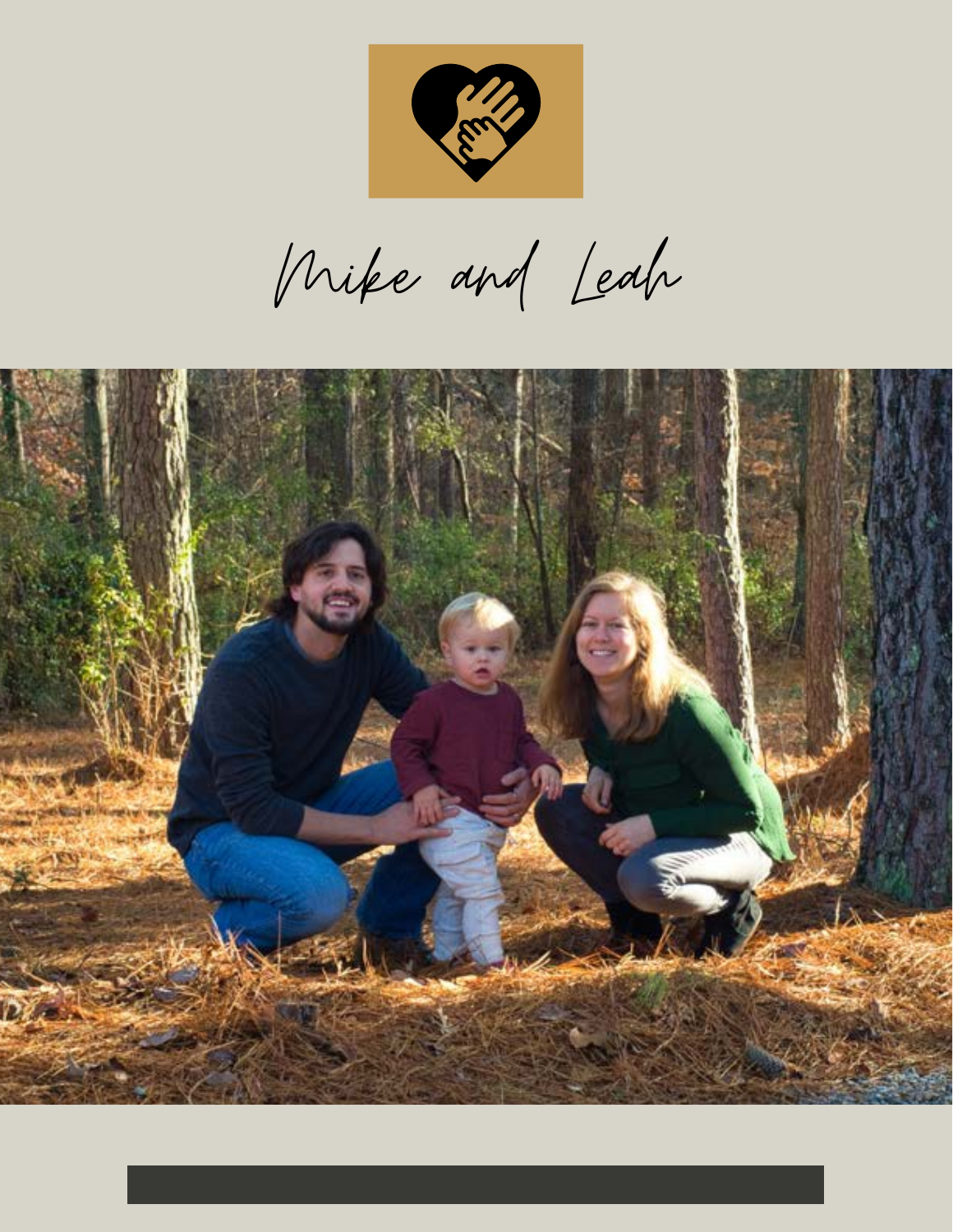# Mike and Leah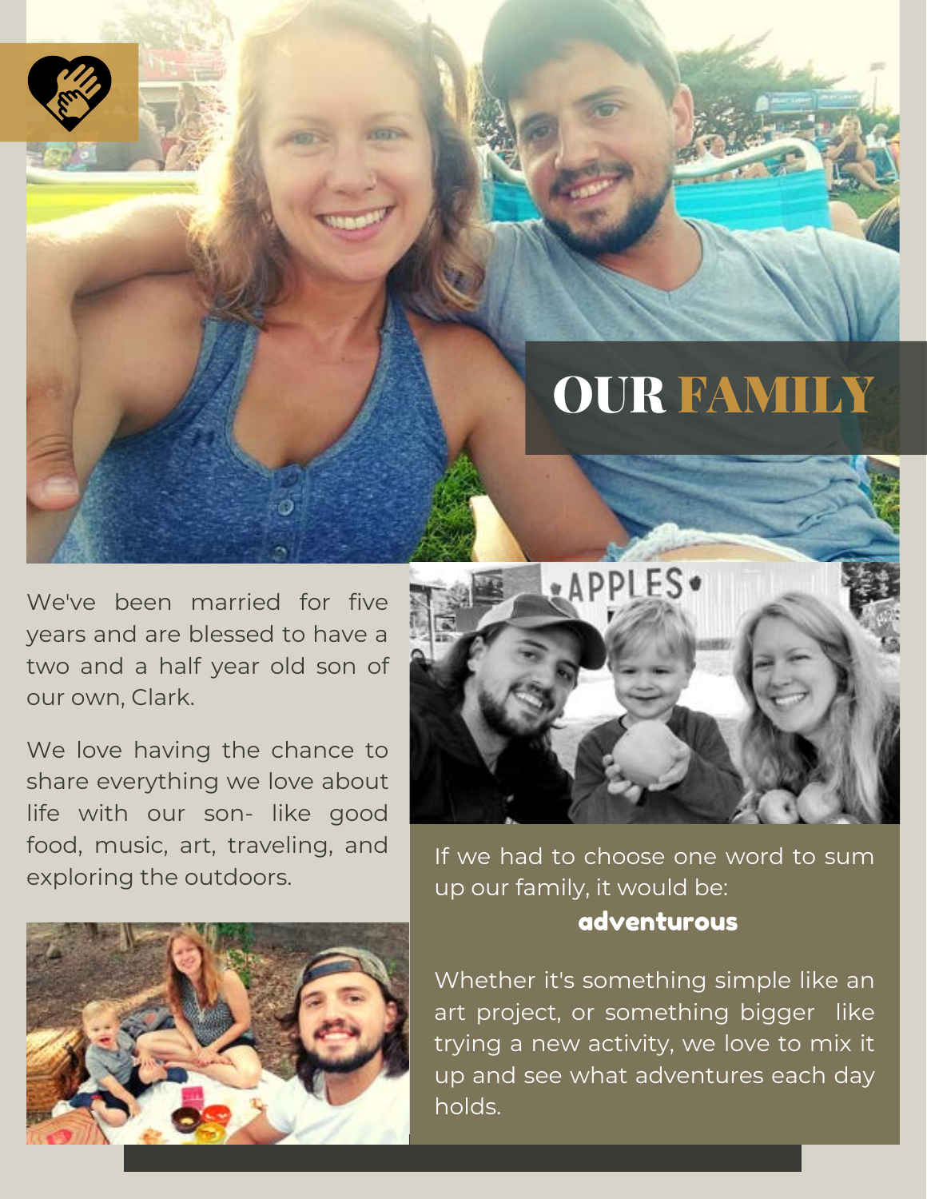# OUR FAMILY

We've been married for five years and are blessed to have a two and a half year old son of our own, Clark.

We love having the chance to share everything we love about life with our son- like good food, music, art, traveling, and exploring the outdoors.

If we had to choose one word to sum up our family, it would be:

**adventurous**

Whether it's something simple like an art project, or something bigger like trying a new activity, we love to mix it up and see what adventures each day holds.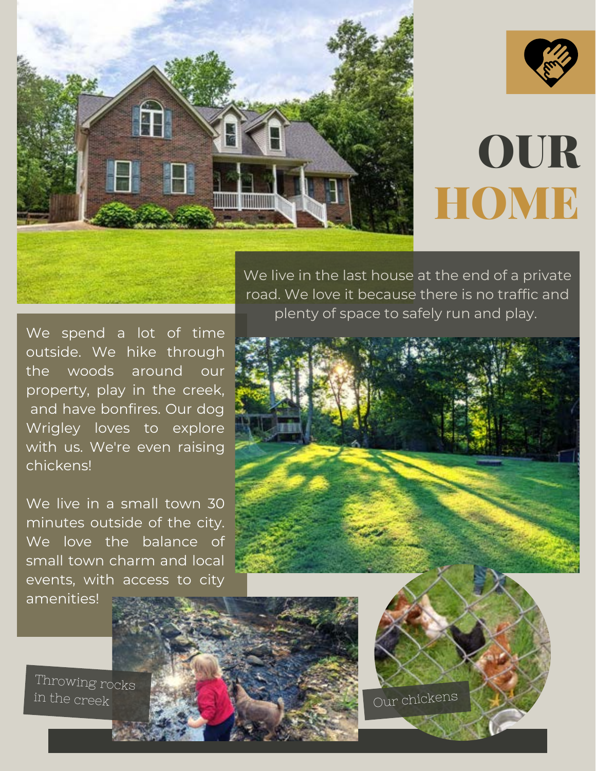# OUR HOME

We live in the last house at the end of a private road. We love it because there is no traffic and plenty of space to safely run and play.

We spend a lot of time outside. We hike through the woods around our property, play in the creek, and have bonfires. Our dog Wrigley loves to explore with us. We're even raising chickens!

We live in a small town 30 minutes outside of the city. We love the balance of small town charm and local events, with access to city amenities!

Throwing rocks in the creek

Our chickens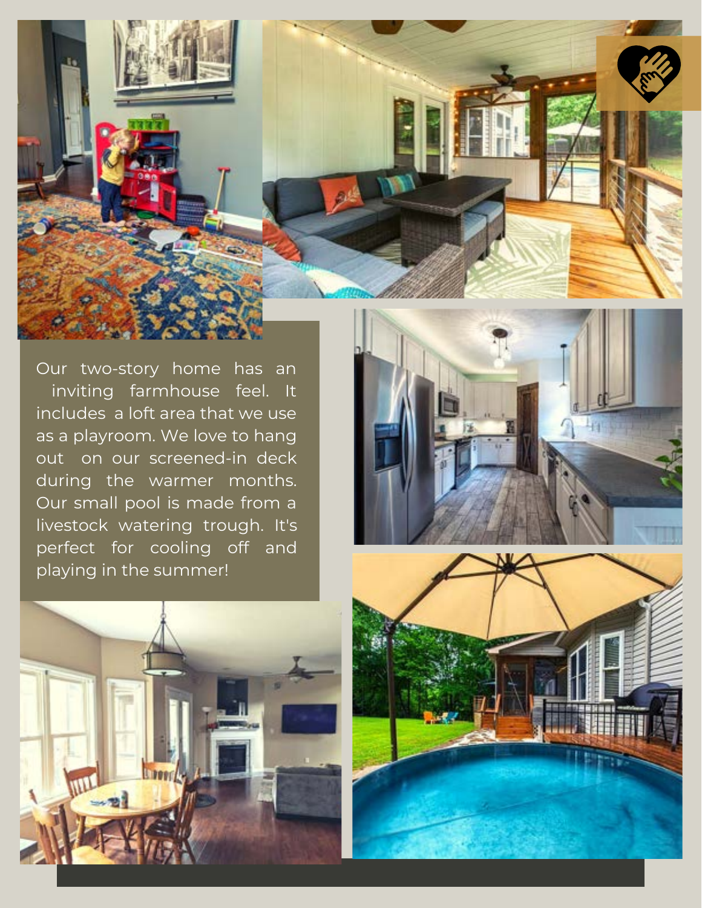Our two-story home has an inviting farmhouse feel. It includes a loft area that we use as a playroom. We love to hang out on our screened-in deck during the warmer months. Our small pool is made from a livestock watering trough. It's perfect for cooling off and playing in the summer!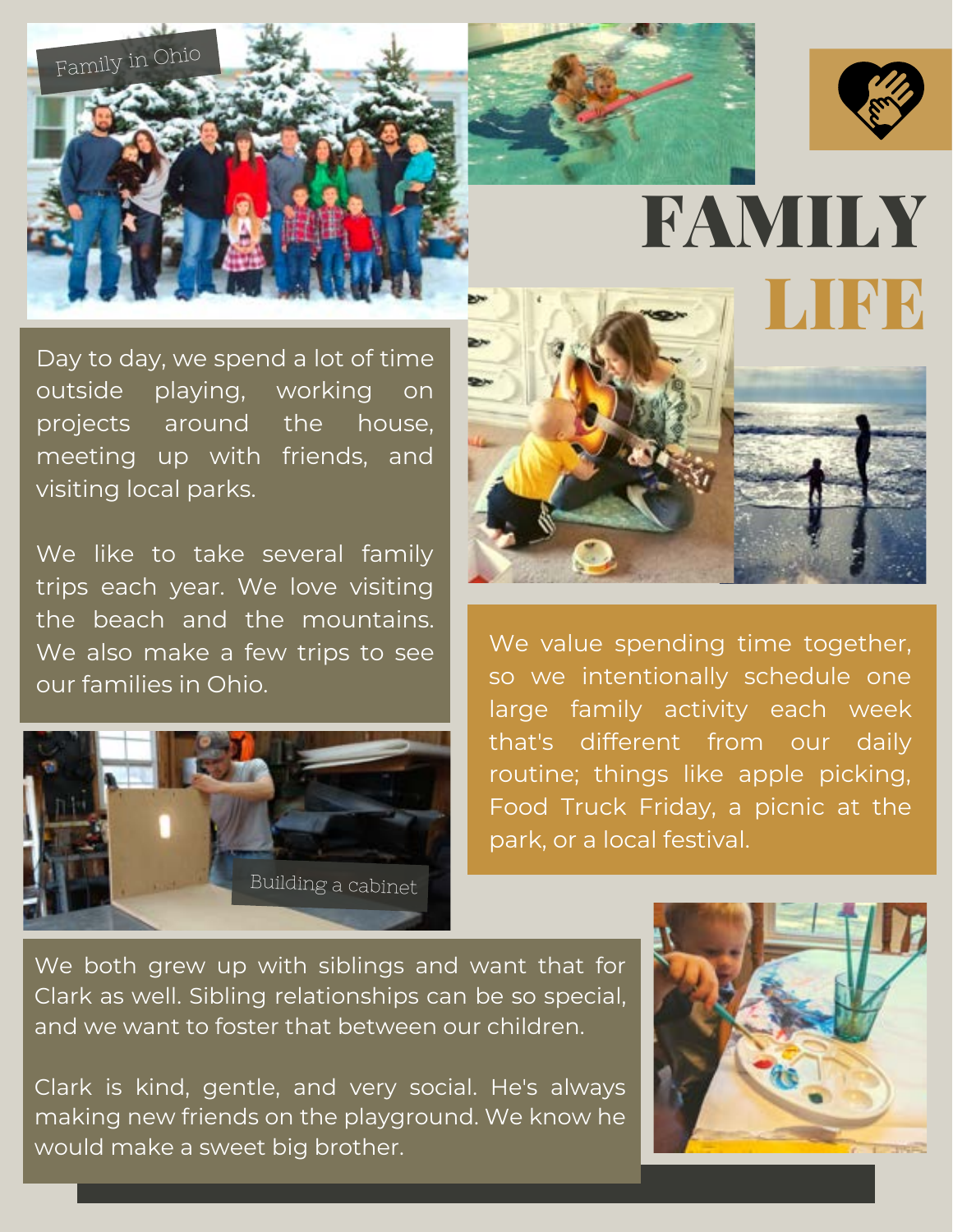# FAMILY LIFE

Family in Ohio

Day to day, we spend a lot of time outside playing, working on projects around the house, meeting up with friends, and visiting local parks.

We like to take several family trips each year. We love visiting the beach and the mountains. We also make a few trips to see our families in Ohio.

We value spending time together, so we intentionally schedule one large family activity each week that's different from our daily routine; things like apple picking, Food Truck Friday, a picnic at the park, or a local festival.

Building a cabinet

We both grew up with siblings and want that for Clark as well. Sibling relationships can be so special, and we want to foster that between our children.

Clark is kind, gentle, and very social. He's always making new friends on the playground. We know he would make a sweet big brother.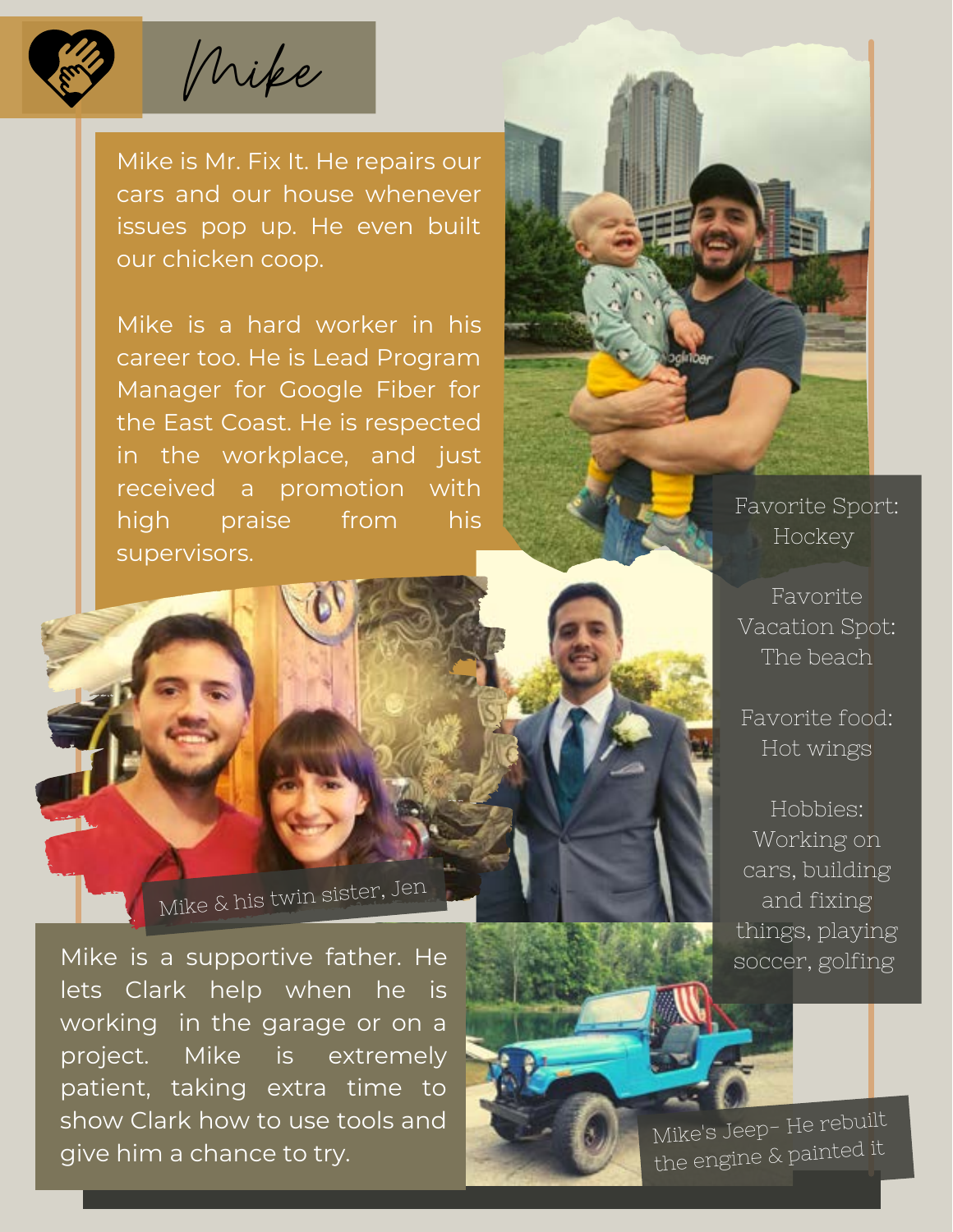# Mike

Mike is Mr. Fix It. He repairs our cars and our house whenever issues pop up. He even built our chicken coop.

Mike is a hard worker in his career too. He is Lead Program Manager for Google Fiber for the East Coast. He is respected in the workplace, and just received a promotion with high praise from his supervisors.

Favorite Sport: Hockey

Favorite Vacation Spot: The beach

Favorite food: Hot wings

Hobbies: Working on cars, building and fixing things, playing soccer, golfing

Mike & his twin sister, Jen

Mike is a supportive father. He lets Clark help when he is working in the garage or on a project. Mike is extremely patient, taking extra time to show Clark how to use tools and give him a chance to try.

Mike's Jeep- He rebuilt the engine & painted it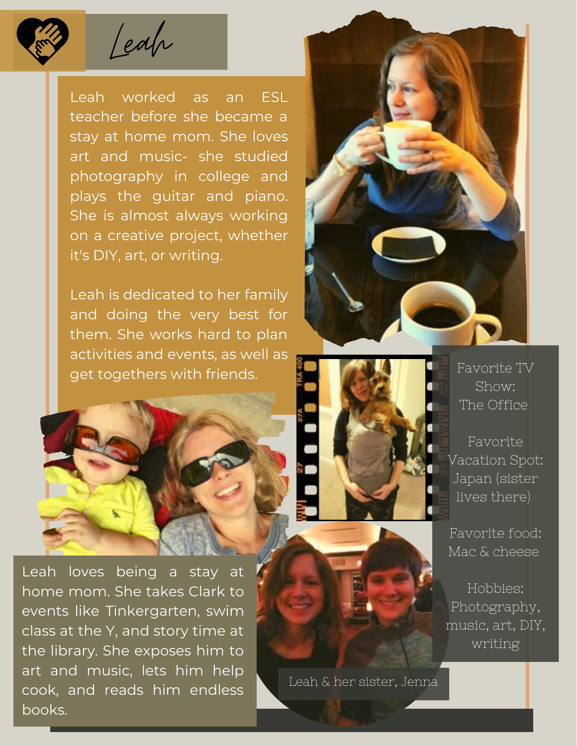# Leah

Leah worked as an ESL teacher before she became a stay at home mom. She loves art and music- she studied photography in college and plays the guitar and piano. She is almost always working on a creative project, whether it's DIY, art, or writing.

Leah is dedicated to her family and doing the very best for them. She works hard to plan activities and events, as well as get togethers with friends.

Favorite TV Show:
The Office

Favorite Vacation Spot:
Japan (sister lives there)

Favorite food:
Mac & cheese

Hobbies:
Photography, music, art, DIY, writing

Leah loves being a stay at home mom. She takes Clark to events like Tinkergarten, swim class at the Y, and story time at the library. She exposes him to art and music, lets him help cook, and reads him endless books.

Leah & her sister, Jenna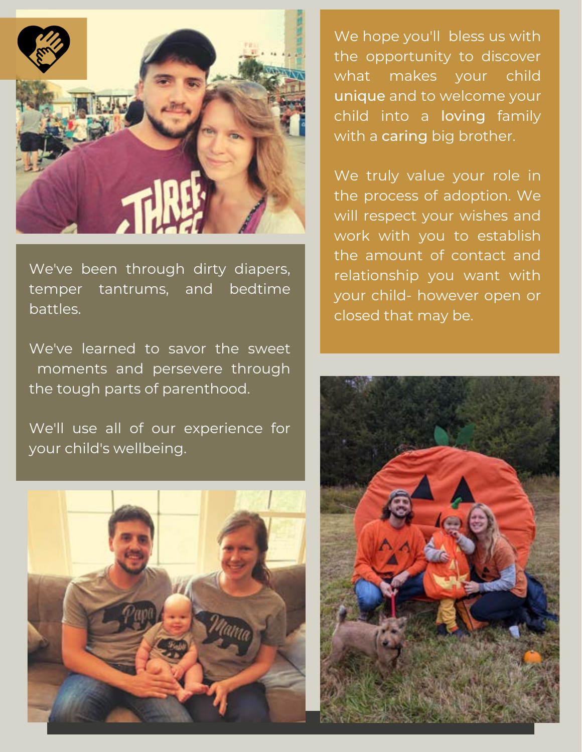We've been through dirty diapers, temper tantrums, and bedtime battles.

We've learned to savor the sweet moments and persevere through the tough parts of parenthood.

We'll use all of our experience for your child's wellbeing.

We hope you'll bless us with the opportunity to discover what makes your child **unique** and to welcome your child into a **loving** family with a **caring** big brother.

We truly value your role in the process of adoption. We will respect your wishes and work with you to establish the amount of contact and relationship you want with your child- however open or closed that may be.